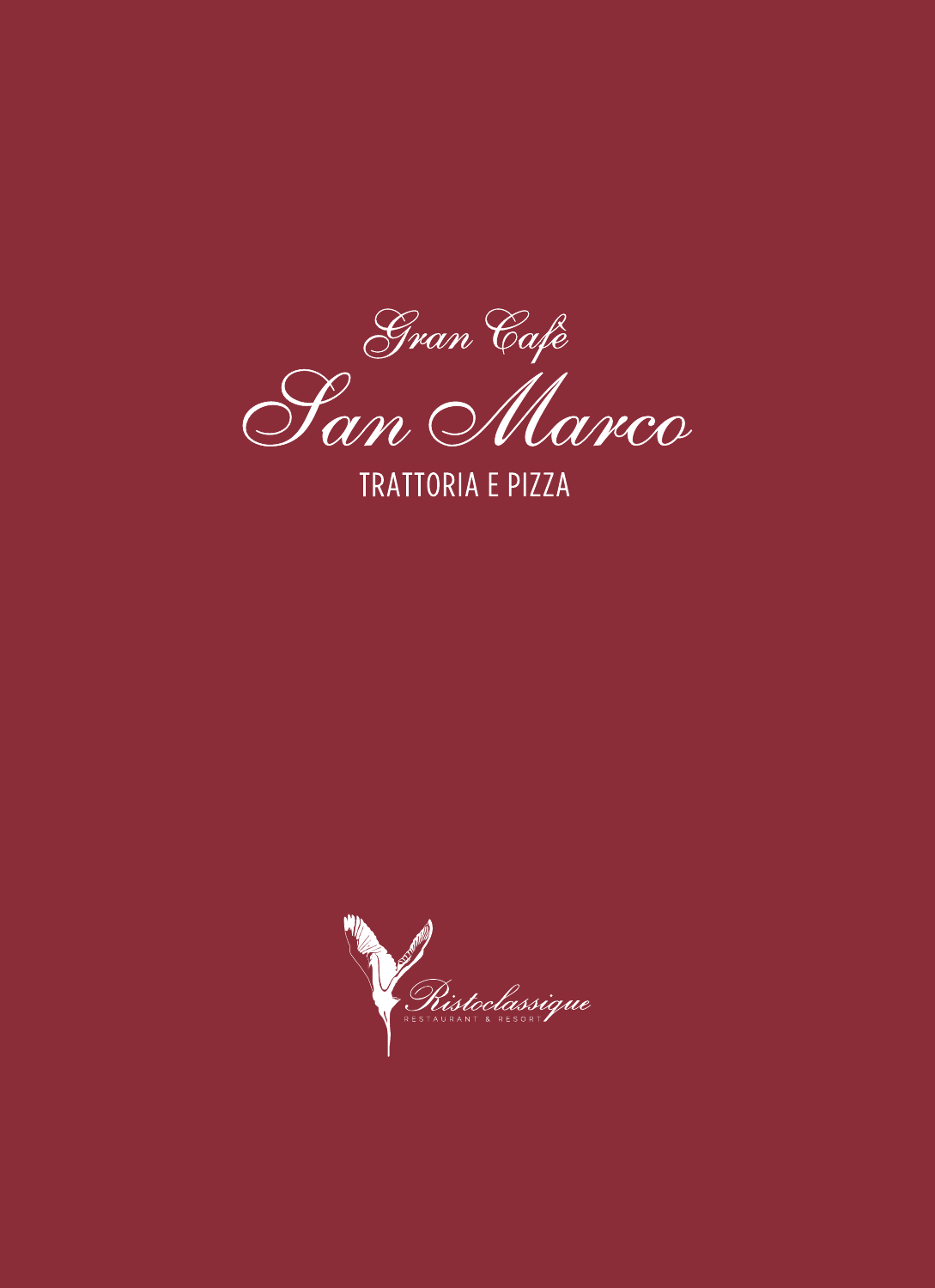# Gran Cafè San Marco

## TRATTORIA E PIZZA

Ristoclassique

RESTAURANT & RESORT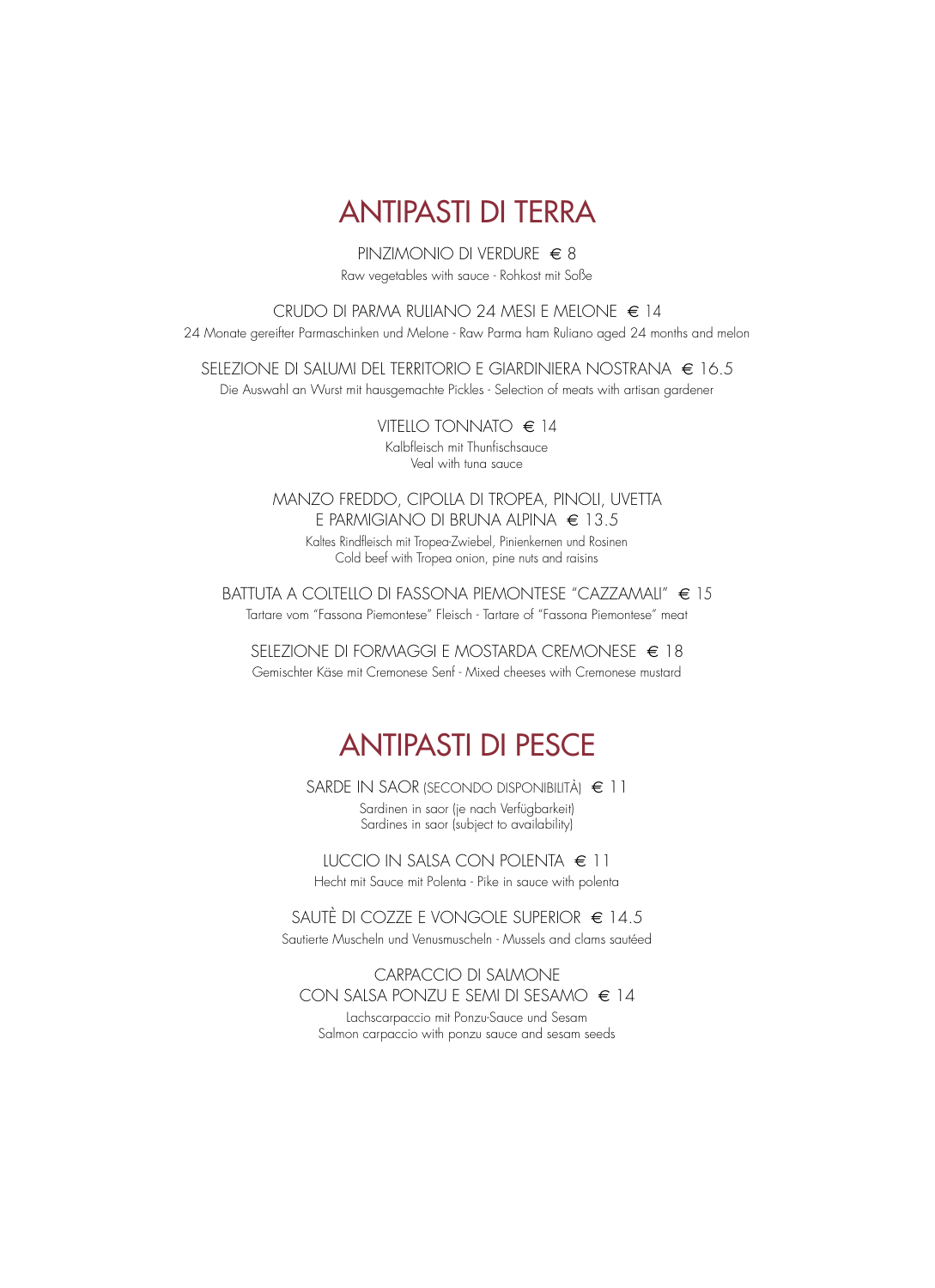# ANTIPASTI DI TERRA

PINZIMONIO DI VERDURE € 8
Raw vegetables with sauce - Rohkost mit Soße

CRUDO DI PARMA RULIANO 24 MESI E MELONE € 14
24 Monate gereifter Parmaschinken und Melone - Raw Parma ham Ruliano aged 24 months and melon

SELEZIONE DI SALUMI DEL TERRITORIO E GIARDINIERA NOSTRANA € 16.5
Die Auswahl an Wurst mit hausgemachte Pickles - Selection of meats with artisan gardener

VITELLO TONNATO € 14
Kalbfleisch mit Thunfischsauce
Veal with tuna sauce

MANZO FREDDO, CIPOLLA DI TROPEA, PINOLI, UVETTA E PARMIGIANO DI BRUNA ALPINA € 13.5
Kaltes Rindfleisch mit Tropea-Zwiebel, Pinienkernen und Rosinen
Cold beef with Tropea onion, pine nuts and raisins

BATTUTA A COLTELLO DI FASSONA PIEMONTESE "CAZZAMALI" € 15
Tartare vom "Fassona Piemontese" Fleisch - Tartare of "Fassona Piemontese" meat

SELEZIONE DI FORMAGGI E MOSTARDA CREMONESE € 18
Gemischter Käse mit Cremonese Senf - Mixed cheeses with Cremonese mustard

# ANTIPASTI DI PESCE

SARDE IN SAOR (SECONDO DISPONIBILITÀ) € 11
Sardinen in saor (je nach Verfügbarkeit)
Sardines in saor (subject to availability)

LUCCIO IN SALSA CON POLENTA € 11
Hecht mit Sauce mit Polenta - Pike in sauce with polenta

SAUTÈ DI COZZE E VONGOLE SUPERIOR € 14.5
Sautierte Muscheln und Venusmuscheln - Mussels and clams sautéed

CARPACCIO DI SALMONE CON SALSA PONZU E SEMI DI SESAMO € 14
Lachscarpaccio mit Ponzu-Sauce und Sesam
Salmon carpaccio with ponzu sauce and sesam seeds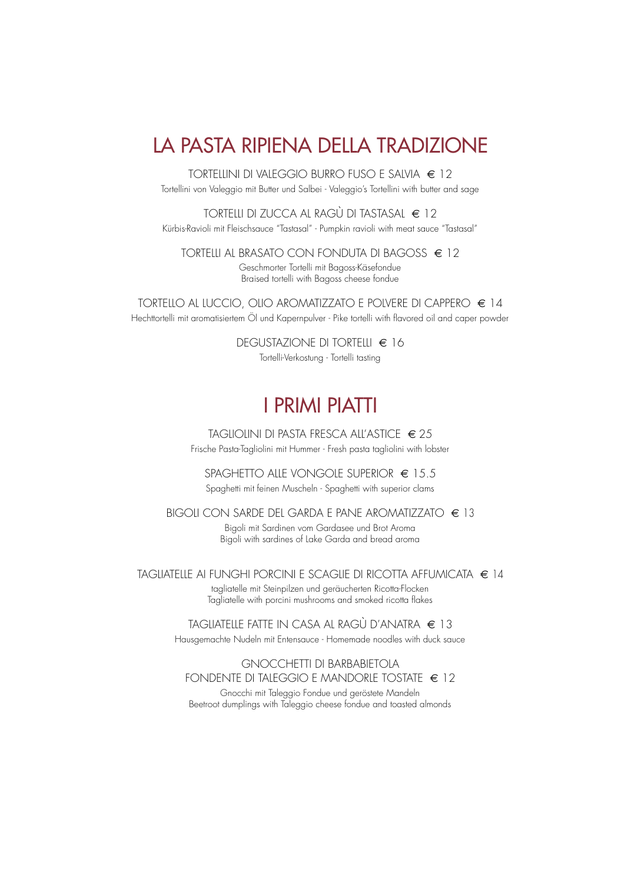# LA PASTA RIPIENA DELLA TRADIZIONE

TORTELLINI DI VALEGGIO BURRO FUSO E SALVIA € 12
Tortellini von Valeggio mit Butter und Salbei - Valeggio's Tortellini with butter and sage

TORTELLI DI ZUCCA AL RAGÙ DI TASTASAL € 12
Kürbis-Ravioli mit Fleischsauce "Tastasal" - Pumpkin ravioli with meat sauce "Tastasal"

TORTELLI AL BRASATO CON FONDUTA DI BAGOSS € 12
Geschmorter Tortelli mit Bagoss-Käsefondue
Braised tortelli with Bagoss cheese fondue

TORTELLO AL LUCCIO, OLIO AROMATIZZATO E POLVERE DI CAPPERO € 14
Hechttortelli mit aromatisiertem Öl und Kapernpulver - Pike tortelli with flavored oil and caper powder

DEGUSTAZIONE DI TORTELLI € 16
Tortelli-Verkostung - Tortelli tasting

# I PRIMI PIATTI

TAGLIOLINI DI PASTA FRESCA ALL'ASTICE € 25
Frische Pasta-Tagliolini mit Hummer - Fresh pasta tagliolini with lobster

SPAGHETTO ALLE VONGOLE SUPERIOR € 15.5
Spaghetti mit feinen Muscheln - Spaghetti with superior clams

BIGOLI CON SARDE DEL GARDA E PANE AROMATIZZATO € 13
Bigoli mit Sardinen vom Gardasee und Brot Aroma
Bigoli with sardines of Lake Garda and bread aroma

TAGLIATELLE AI FUNGHI PORCINI E SCAGLIE DI RICOTTA AFFUMICATA € 14
tagliatelle mit Steinpilzen und geräucherten Ricotta-Flocken
Tagliatelle with porcini mushrooms and smoked ricotta flakes

TAGLIATELLE FATTE IN CASA AL RAGÙ D'ANATRA € 13
Hausgemachte Nudeln mit Entensauce - Homemade noodles with duck sauce

GNOCCHETTI DI BARBABIETOLA
FONDENTE DI TALEGGIO E MANDORLE TOSTATE € 12
Gnocchi mit Taleggio Fondue und geröstete Mandeln
Beetroot dumplings with Taleggio cheese fondue and toasted almonds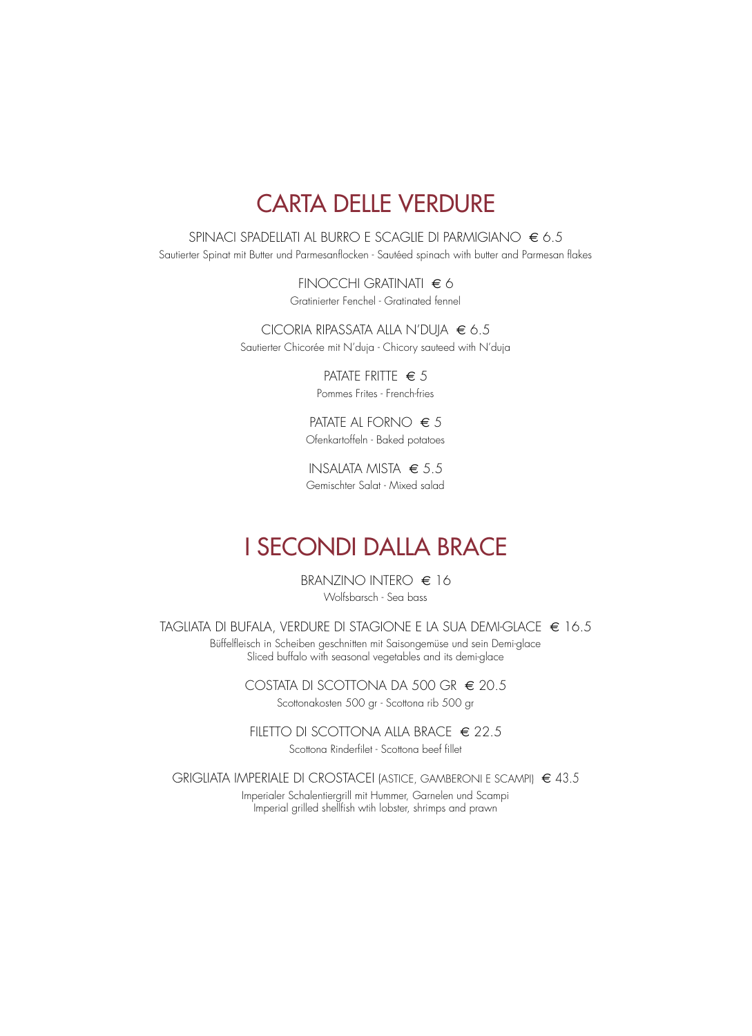# CARTA DELLE VERDURE

SPINACI SPADELLATI AL BURRO E SCAGLIE DI PARMIGIANO € 6.5
Sautierter Spinat mit Butter und Parmesanflocken - Sautéed spinach with butter and Parmesan flakes

FINOCCHI GRATINATI € 6
Gratinierter Fenchel - Gratinated fennel

CICORIA RIPASSATA ALLA N'DUJA € 6.5
Sautierter Chicorée mit N'duja - Chicory sauteed with N'duja

PATATE FRITTE € 5
Pommes Frites - French-fries

PATATE AL FORNO € 5
Ofenkartoffeln - Baked potatoes

INSALATA MISTA € 5.5
Gemischter Salat - Mixed salad

# I SECONDI DALLA BRACE

BRANZINO INTERO € 16
Wolfsbarsch - Sea bass

TAGLIATA DI BUFALA, VERDURE DI STAGIONE E LA SUA DEMI-GLACE € 16.5
Büffelfleisch in Scheiben geschnitten mit Saisongemüse und sein Demi-glace
Sliced buffalo with seasonal vegetables and its demi-glace

COSTATA DI SCOTTONA DA 500 GR € 20.5
Scottonakosten 500 gr - Scottona rib 500 gr

FILETTO DI SCOTTONA ALLA BRACE € 22.5
Scottona Rinderfilet - Scottona beef fillet

GRIGLIATA IMPERIALE DI CROSTACEI (ASTICE, GAMBERONI E SCAMPI) € 43.5
Imperialer Schalentiergrill mit Hummer, Garnelen und Scampi
Imperial grilled shellfish wtih lobster, shrimps and prawn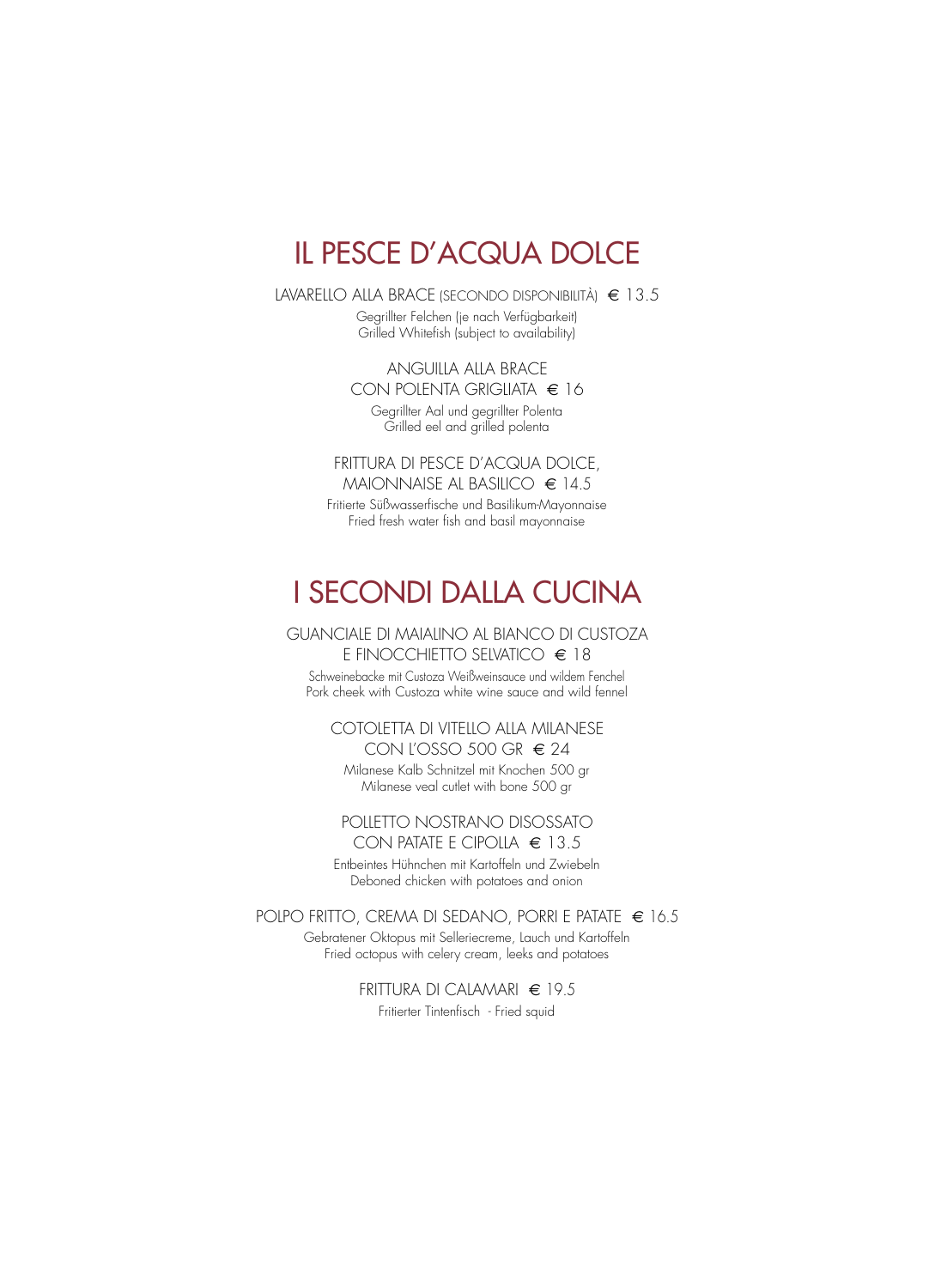# IL PESCE D'ACQUA DOLCE

LAVARELLO ALLA BRACE (SECONDO DISPONIBILITÀ) € 13.5
Gegrillter Felchen (je nach Verfügbarkeit)
Grilled Whitefish (subject to availability)

ANGUILLA ALLA BRACE
CON POLENTA GRIGLIATA € 16
Gegrillter Aal und gegrillter Polenta
Grilled eel and grilled polenta

FRITTURA DI PESCE D'ACQUA DOLCE,
MAIONNAISE AL BASILICO € 14.5
Fritierte Süßwasserfische und Basilikum-Mayonnaise
Fried fresh water fish and basil mayonnaise

# I SECONDI DALLA CUCINA

GUANCIALE DI MAIALINO AL BIANCO DI CUSTOZA
E FINOCCHIETTO SELVATICO € 18
Schweinebacke mit Custoza Weißweinsauce und wildem Fenchel
Pork cheek with Custoza white wine sauce and wild fennel

COTOLETTA DI VITELLO ALLA MILANESE
CON L'OSSO 500 GR € 24
Milanese Kalb Schnitzel mit Knochen 500 gr
Milanese veal cutlet with bone 500 gr

POLLETTO NOSTRANO DISOSSATO
CON PATATE E CIPOLLA € 13.5
Entbeintes Hühnchen mit Kartoffeln und Zwiebeln
Deboned chicken with potatoes and onion

POLPO FRITTO, CREMA DI SEDANO, PORRI E PATATE € 16.5
Gebratener Oktopus mit Selleriecreme, Lauch und Kartoffeln
Fried octopus with celery cream, leeks and potatoes

FRITTURA DI CALAMARI € 19.5
Fritierter Tintenfisch - Fried squid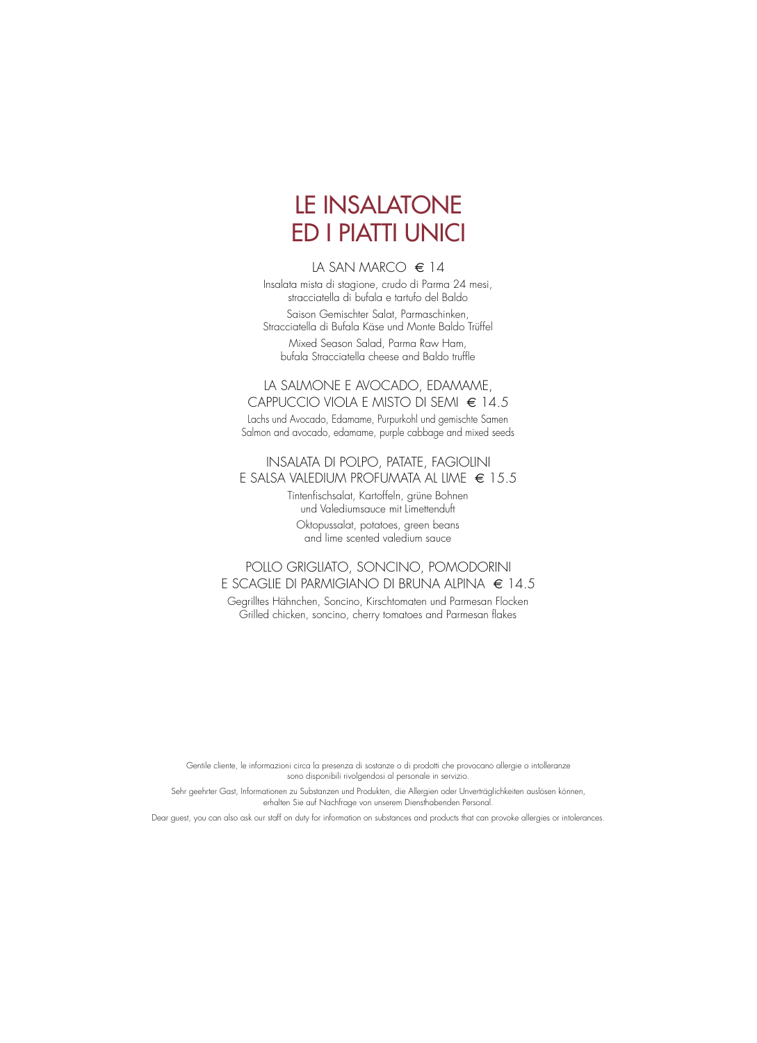# LE INSALATONE ED I PIATTI UNICI

### LA SAN MARCO € 14

Insalata mista di stagione, crudo di Parma 24 mesi, stracciatella di bufala e tartufo del Baldo

Saison Gemischter Salat, Parmaschinken, Stracciatella di Bufala Käse und Monte Baldo Trüffel

Mixed Season Salad, Parma Raw Ham, bufala Stracciatella cheese and Baldo truffle

### LA SALMONE E AVOCADO, EDAMAME, CAPPUCCIO VIOLA E MISTO DI SEMI € 14.5

Lachs und Avocado, Edamame, Purpurkohl und gemischte Samen
Salmon and avocado, edamame, purple cabbage and mixed seeds

### INSALATA DI POLPO, PATATE, FAGIOLINI E SALSA VALEDIUM PROFUMATA AL LIME € 15.5

Tintenfischsalat, Kartoffeln, grüne Bohnen und Valediumsauce mit Limettenduft

Oktopussalat, potatoes, green beans and lime scented valedium sauce

### POLLO GRIGLIATO, SONCINO, POMODORINI E SCAGLIE DI PARMIGIANO DI BRUNA ALPINA € 14.5

Gegrilltes Hähnchen, Soncino, Kirschtomaten und Parmesan Flocken
Grilled chicken, soncino, cherry tomatoes and Parmesan flakes

Gentile cliente, le informazioni circa la presenza di sostanze o di prodotti che provocano allergie o intolleranze sono disponibili rivolgendosi al personale in servizio.

Sehr geehrter Gast, Informationen zu Substanzen und Produkten, die Allergien oder Unverträglichkeiten auslösen können, erhalten Sie auf Nachfrage von unserem Diensthabenden Personal.

Dear guest, you can also ask our staff on duty for information on substances and products that can provoke allergies or intolerances.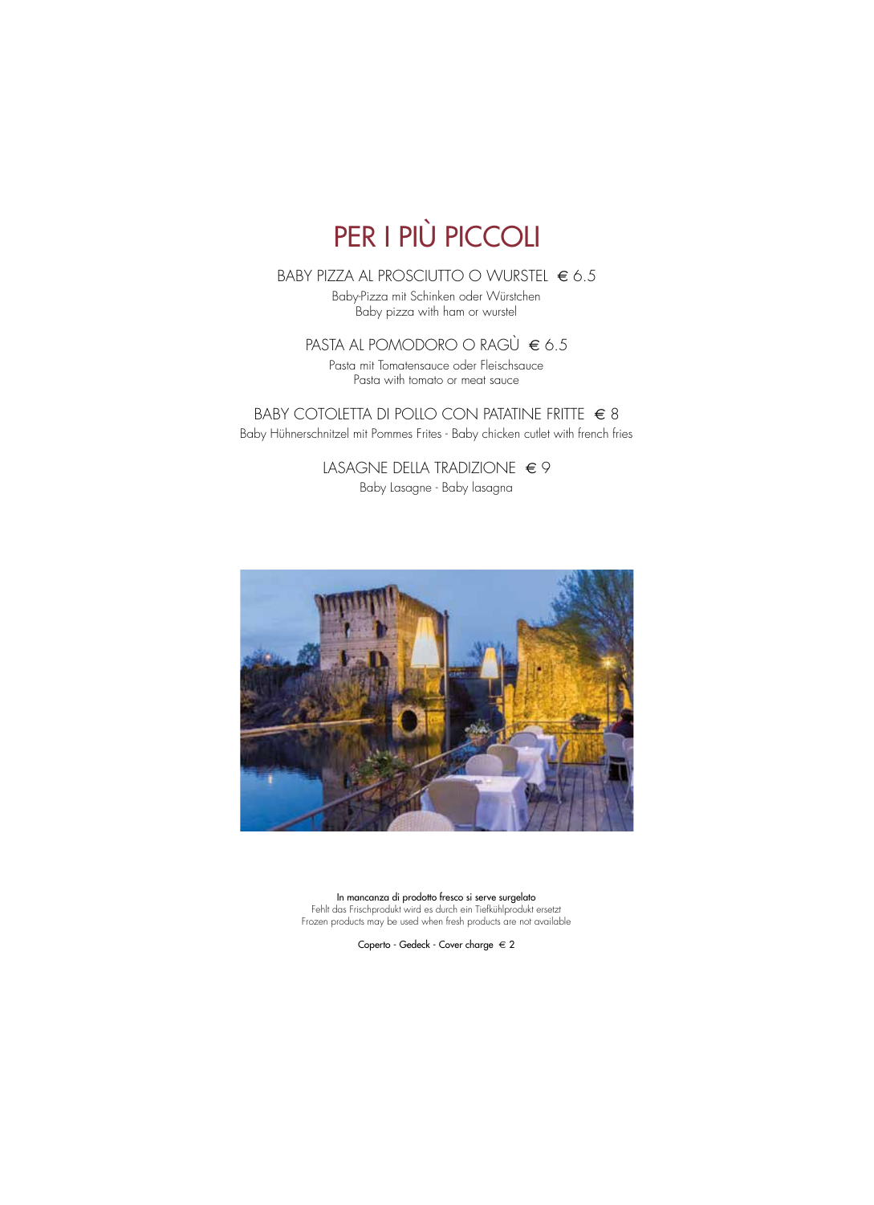# PER I PIÙ PICCOLI

BABY PIZZA AL PROSCIUTTO O WURSTEL € 6.5

Baby-Pizza mit Schinken oder Würstchen
Baby pizza with ham or wurstel

PASTA AL POMODORO O RAGÙ € 6.5

Pasta mit Tomatensauce oder Fleischsauce
Pasta with tomato or meat sauce

BABY COTOLETTA DI POLLO CON PATATINE FRITTE € 8

Baby Hühnerschnitzel mit Pommes Frites - Baby chicken cutlet with french fries

LASAGNE DELLA TRADIZIONE € 9

Baby Lasagne - Baby lasagna

In mancanza di prodotto fresco si serve surgelato
Fehlt das Frischprodukt wird es durch ein Tiefkühlprodukt ersetzt
Frozen products may be used when fresh products are not available

Coperto - Gedeck - Cover charge € 2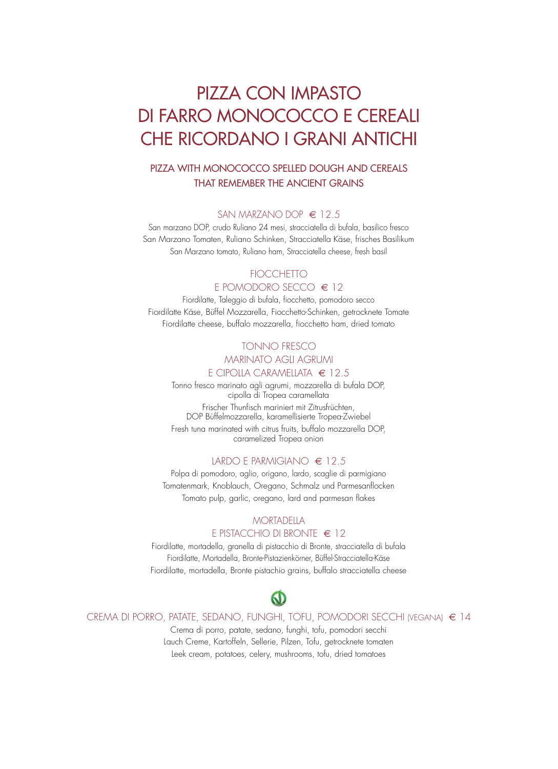# PIZZA CON IMPASTO DI FARRO MONOCOCCO E CEREALI CHE RICORDANO I GRANI ANTICHI

## PIZZA WITH MONOCOCCO SPELLED DOUGH AND CEREALS THAT REMEMBER THE ANCIENT GRAINS

### SAN MARZANO DOP € 12.5

San marzano DOP, crudo Ruliano 24 mesi, stracciatella di bufala, basilico fresco
San Marzano Tomaten, Ruliano Schinken, Stracciatella Käse, frisches Basilikum
San Marzano tomato, Ruliano ham, Stracciatella cheese, fresh basil

### FIOCCHETTO E POMODORO SECCO € 12

Fiordilatte, Taleggio di bufala, fiocchetto, pomodoro secco
Fiordilatte Käse, Büffel Mozzarella, Fiocchetto-Schinken, getrocknete Tomate
Fiordilatte cheese, buffalo mozzarella, fiocchetto ham, dried tomato

### TONNO FRESCO MARINATO AGLI AGRUMI E CIPOLLA CARAMELLATA € 12.5

Tonno fresco marinato agli agrumi, mozzarella di bufala DOP, cipolla di Tropea caramellata
Frischer Thunfisch mariniert mit Zitrusfrüchten, DOP Büffelmozzarella, karamellisierte Tropea-Zwiebel
Fresh tuna marinated with citrus fruits, buffalo mozzarella DOP, caramelized Tropea onion

### LARDO E PARMIGIANO € 12.5

Polpa di pomodoro, aglio, origano, lardo, scaglie di parmigiano
Tomatenmark, Knoblauch, Oregano, Schmalz und Parmesanflocken
Tomato pulp, garlic, oregano, lard and parmesan flakes

### MORTADELLA E PISTACCHIO DI BRONTE € 12

Fiordilatte, mortadella, granella di pistacchio di Bronte, stracciatella di bufala
Fiordilatte, Mortadella, Bronte-Pistazienkörner, Büffel-Stracciatella-Käse
Fiordilatte, mortadella, Bronte pistachio grains, buffalo stracciatella cheese

### CREMA DI PORRO, PATATE, SEDANO, FUNGHI, TOFU, POMODORI SECCHI (VEGANA) € 14

Crema di porro, patate, sedano, funghi, tofu, pomodori secchi
Lauch Creme, Kartoffeln, Sellerie, Pilzen, Tofu, getrocknete tomaten
Leek cream, potatoes, celery, mushrooms, tofu, dried tomatoes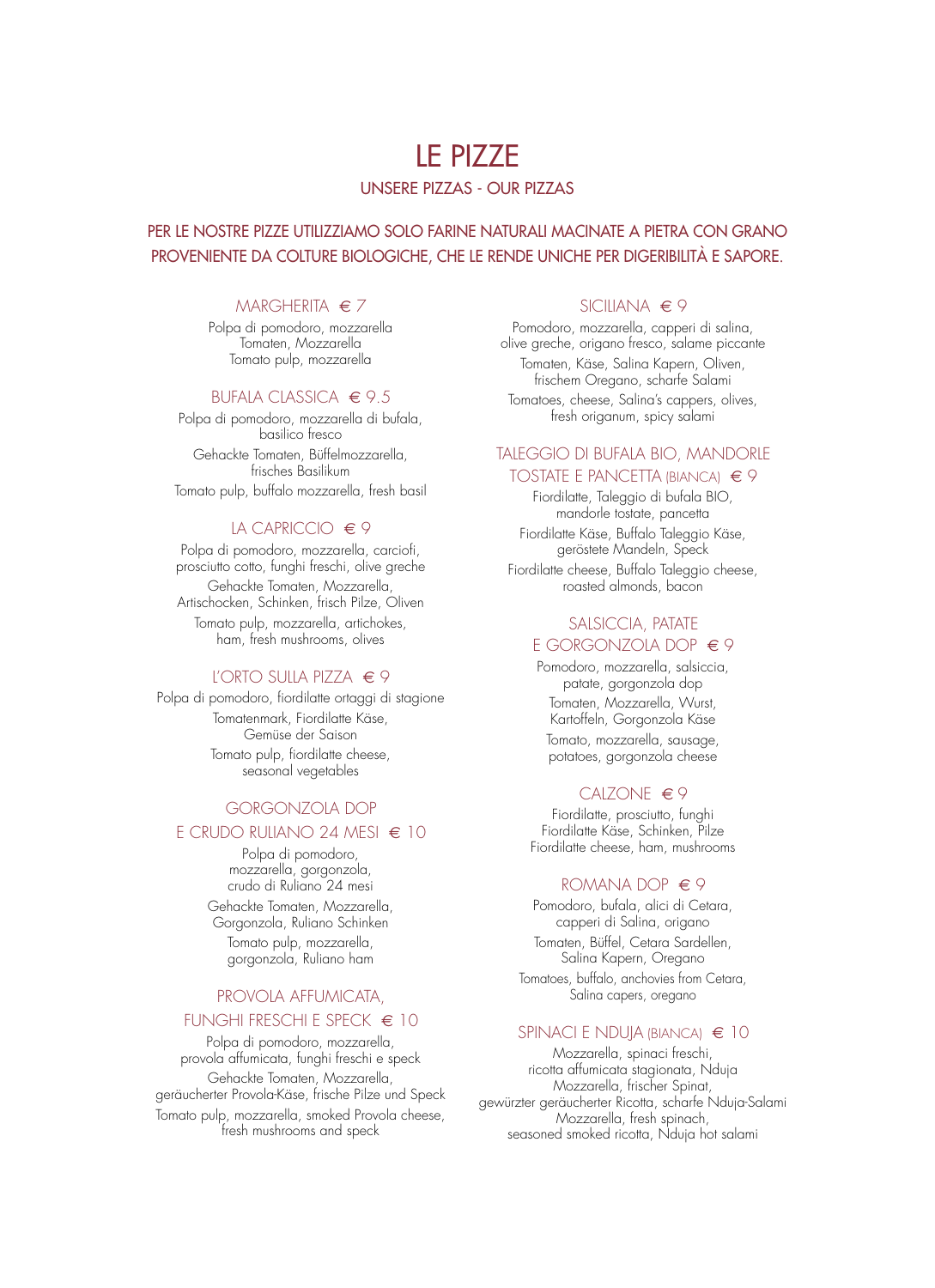# LE PIZZE

## UNSERE PIZZAS - OUR PIZZAS

PER LE NOSTRE PIZZE UTILIZZIAMO SOLO FARINE NATURALI MACINATE A PIETRA CON GRANO PROVENIENTE DA COLTURE BIOLOGICHE, CHE LE RENDE UNICHE PER DIGERIBILITÀ E SAPORE.

### MARGHERITA € 7

Polpa di pomodoro, mozzarella
Tomaten, Mozzarella
Tomato pulp, mozzarella

### BUFALA CLASSICA € 9.5

Polpa di pomodoro, mozzarella di bufala, basilico fresco

Gehackte Tomaten, Büffelmozzarella, frisches Basilikum

Tomato pulp, buffalo mozzarella, fresh basil

### LA CAPRICCIO € 9

Polpa di pomodoro, mozzarella, carciofi, prosciutto cotto, funghi freschi, olive greche

Gehackte Tomaten, Mozzarella, Artischocken, Schinken, frisch Pilze, Oliven

Tomato pulp, mozzarella, artichokes, ham, fresh mushrooms, olives

### L'ORTO SULLA PIZZA € 9

Polpa di pomodoro, fiordilatte ortaggi di stagione

Tomatenmark, Fiordilatte Käse, Gemüse der Saison

Tomato pulp, fiordilatte cheese, seasonal vegetables

### GORGONZOLA DOP E CRUDO RULIANO 24 MESI € 10

Polpa di pomodoro, mozzarella, gorgonzola, crudo di Ruliano 24 mesi

Gehackte Tomaten, Mozzarella, Gorgonzola, Ruliano Schinken

Tomato pulp, mozzarella, gorgonzola, Ruliano ham

### PROVOLA AFFUMICATA, FUNGHI FRESCHI E SPECK € 10

Polpa di pomodoro, mozzarella, provola affumicata, funghi freschi e speck

Gehackte Tomaten, Mozzarella, geräucherter Provola-Käse, frische Pilze und Speck

Tomato pulp, mozzarella, smoked Provola cheese, fresh mushrooms and speck

### SICILIANA € 9

Pomodoro, mozzarella, capperi di salina, olive greche, origano fresco, salame piccante

Tomaten, Käse, Salina Kapern, Oliven, frischem Oregano, scharfe Salami

Tomatoes, cheese, Salina's cappers, olives, fresh origanum, spicy salami

### TALEGGIO DI BUFALA BIO, MANDORLE TOSTATE E PANCETTA (BIANCA) € 9

Fiordilatte, Taleggio di bufala BIO, mandorle tostate, pancetta

Fiordilatte Käse, Buffalo Taleggio Käse, geröstete Mandeln, Speck

Fiordilatte cheese, Buffalo Taleggio cheese, roasted almonds, bacon

### SALSICCIA, PATATE E GORGONZOLA DOP € 9

Pomodoro, mozzarella, salsiccia, patate, gorgonzola dop

Tomaten, Mozzarella, Wurst, Kartoffeln, Gorgonzola Käse

Tomato, mozzarella, sausage, potatoes, gorgonzola cheese

### CALZONE € 9

Fiordilatte, prosciutto, funghi
Fiordilatte Käse, Schinken, Pilze
Fiordilatte cheese, ham, mushrooms

### ROMANA DOP € 9

Pomodoro, bufala, alici di Cetara, capperi di Salina, origano

Tomaten, Büffel, Cetara Sardellen, Salina Kapern, Oregano

Tomatoes, buffalo, anchovies from Cetara, Salina capers, oregano

### SPINACI E NDUJA (BIANCA) € 10

Mozzarella, spinaci freschi, ricotta affumicata stagionata, Nduja
Mozzarella, frischer Spinat, gewürzter geräucherter Ricotta, scharfe Nduja-Salami
Mozzarella, fresh spinach, seasoned smoked ricotta, Nduja hot salami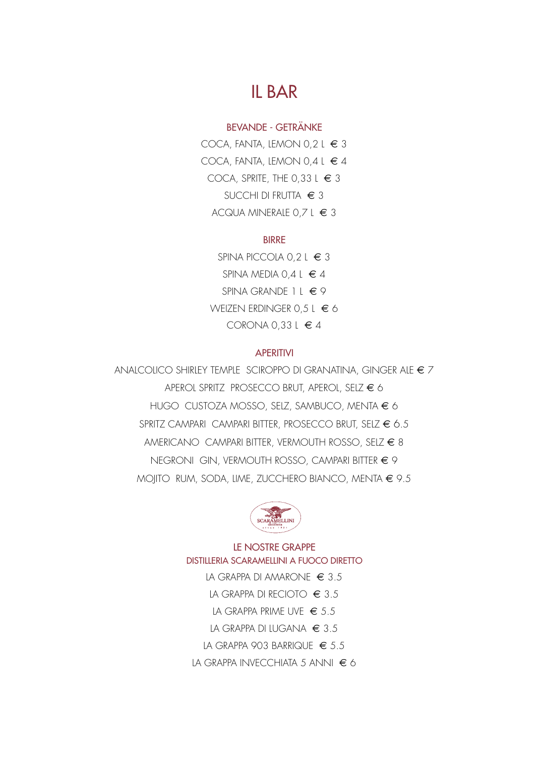# IL BAR

## BEVANDE - GETRÄNKE

COCA, FANTA, LEMON 0,2 L € 3

COCA, FANTA, LEMON 0,4 L € 4

COCA, SPRITE, THE 0,33 L € 3

SUCCHI DI FRUTTA € 3

ACQUA MINERALE 0,7 L € 3

## BIRRE

SPINA PICCOLA 0,2 L € 3

SPINA MEDIA 0,4 L € 4

SPINA GRANDE 1 L € 9

WEIZEN ERDINGER 0,5 L € 6

CORONA 0,33 L € 4

## APERITIVI

ANALCOLICO SHIRLEY TEMPLE SCIROPPO DI GRANATINA, GINGER ALE € 7

APEROL SPRITZ PROSECCO BRUT, APEROL, SELZ € 6

HUGO CUSTOZA MOSSO, SELZ, SAMBUCO, MENTA € 6

SPRITZ CAMPARI CAMPARI BITTER, PROSECCO BRUT, SELZ € 6.5

AMERICANO CAMPARI BITTER, VERMOUTH ROSSO, SELZ € 8

NEGRONI GIN, VERMOUTH ROSSO, CAMPARI BITTER € 9

MOJITO RUM, SODA, LIME, ZUCCHERO BIANCO, MENTA € 9.5

SCARAMELLINI distilleria

## LE NOSTRE GRAPPE

### DISTILLERIA SCARAMELLINI A FUOCO DIRETTO

LA GRAPPA DI AMARONE € 3.5

LA GRAPPA DI RECIOTO € 3.5

LA GRAPPA PRIME UVE € 5.5

LA GRAPPA DI LUGANA € 3.5

LA GRAPPA 903 BARRIQUE € 5.5

LA GRAPPA INVECCHIATA 5 ANNI € 6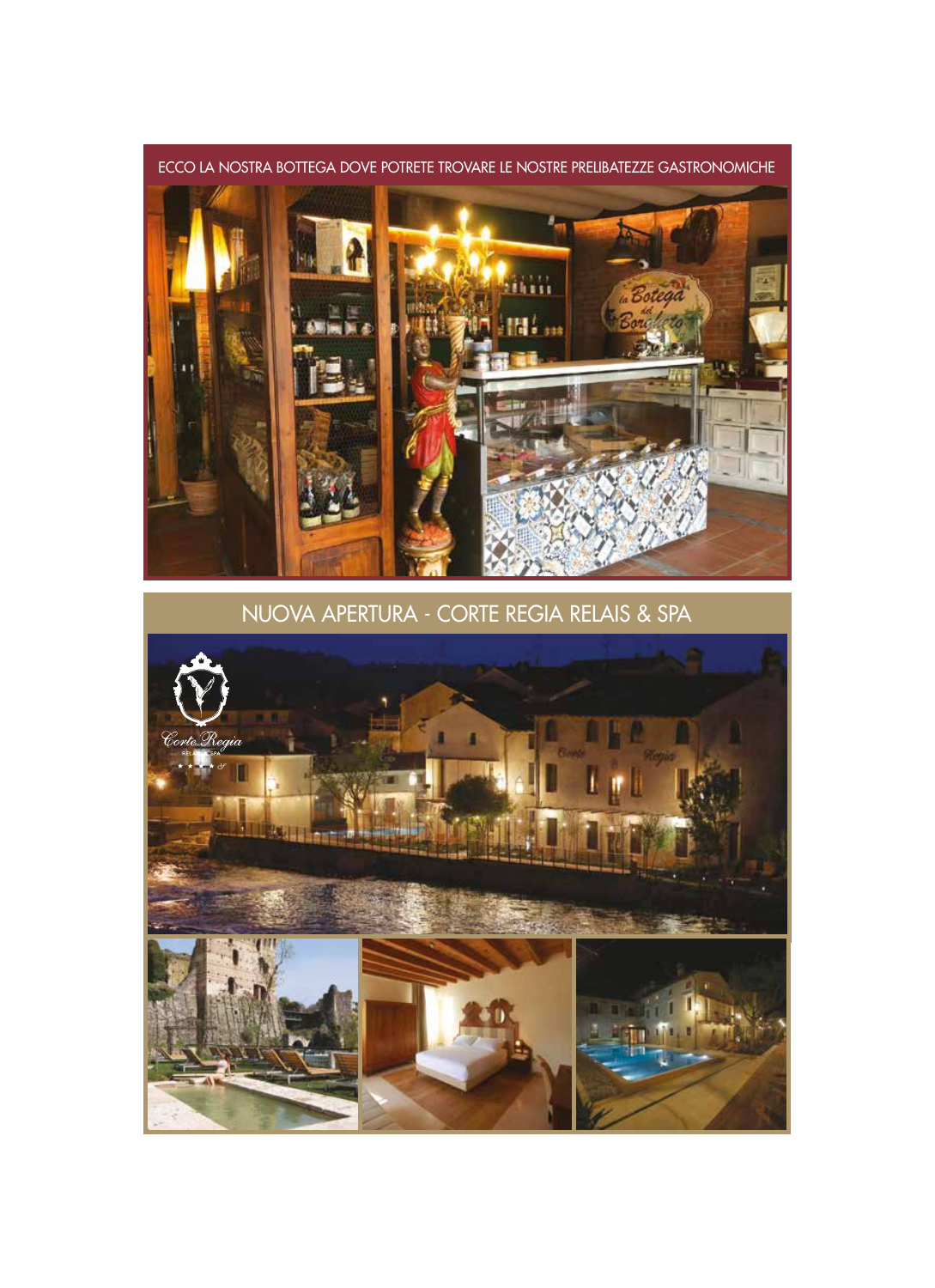ECCO LA NOSTRA BOTTEGA DOVE POTRETE TROVARE LE NOSTRE PRELIBATEZZE GASTRONOMICHE

NUOVA APERTURA - CORTE REGIA RELAIS & SPA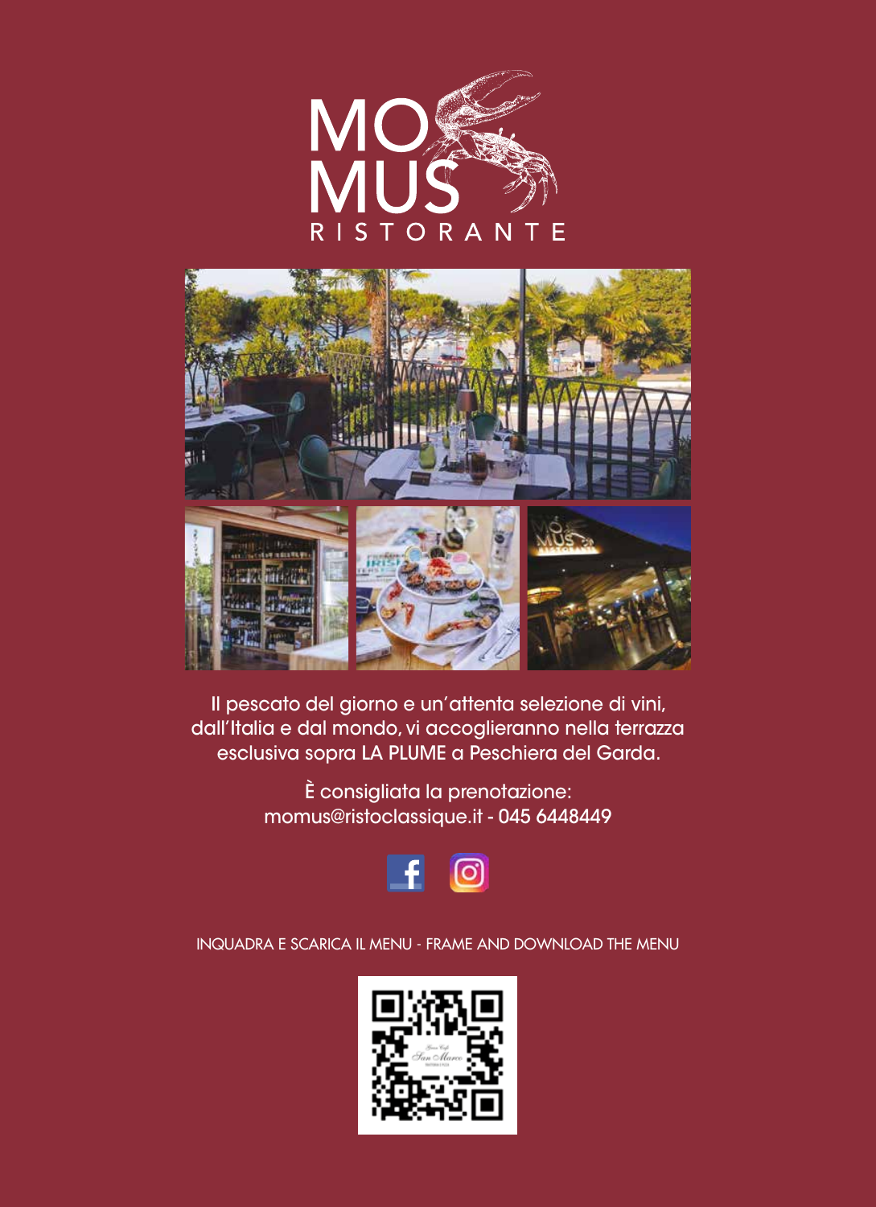# MOMUS

RISTORANTE

Il pescato del giorno e un'attenta selezione di vini, dall'Italia e dal mondo, vi accoglieranno nella terrazza esclusiva sopra **LA PLUME** a Peschiera del Garda.

È consigliata la prenotazione:
momus@ristoclassique.it - 045 6448449

INQUADRA E SCARICA IL MENU - FRAME AND DOWNLOAD THE MENU